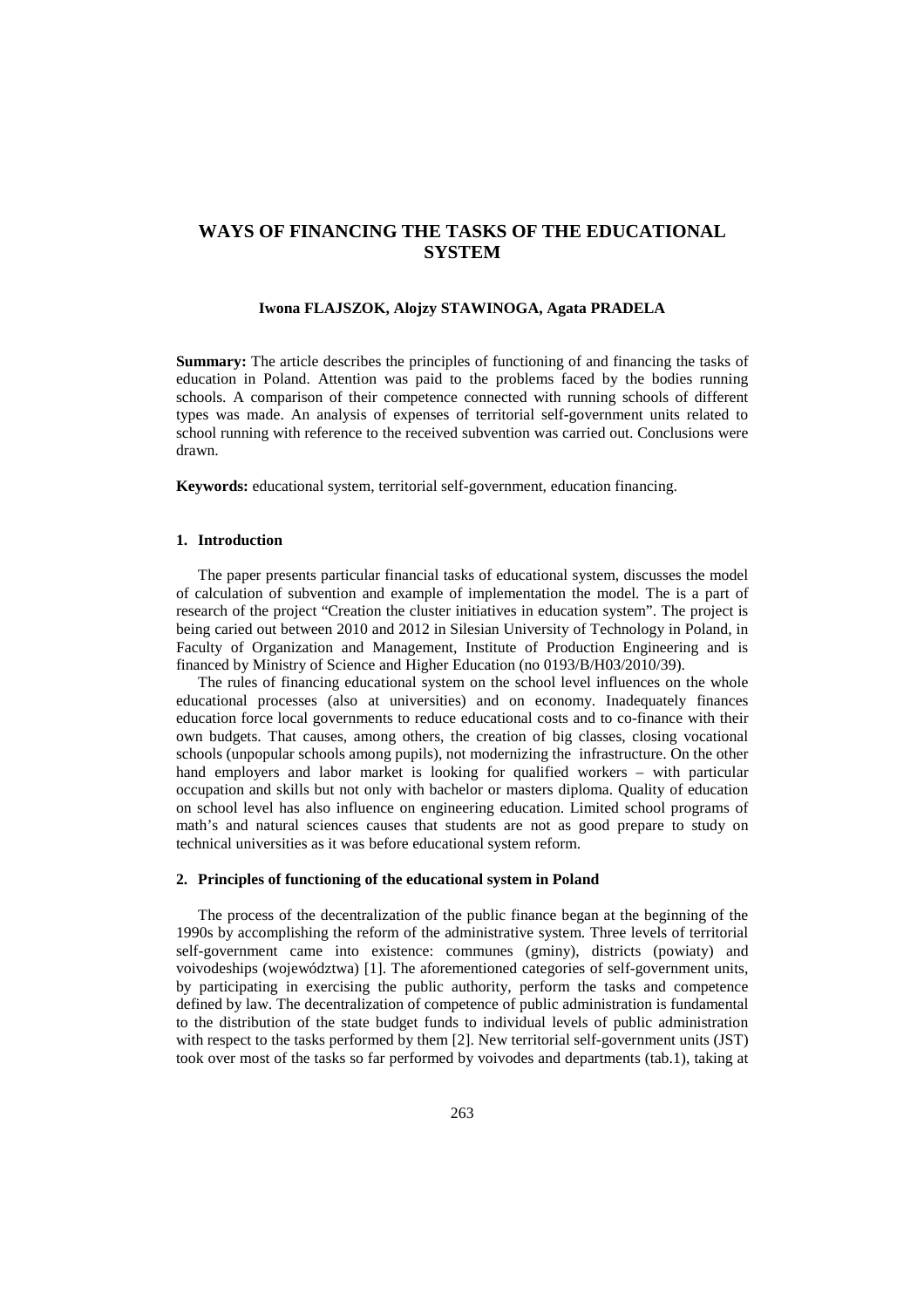# WAYS OF FINANCING THE TASKS OF THE EDUCATIONAL SYSTEM

**Iwona FLAJSZOK, Alojzy STAWINOGA, Agata PRADELA**

**Summary:** The article describes the principles of functioning of and financing the tasks of education in Poland. Attention was paid to the problems faced by the bodies running schools. A comparison of their competence connected with running schools of different types was made. An analysis of expenses of territorial self-government units related to school running with reference to the received subvention was carried out. Conclusions were drawn.

**Keywords:** educational system, territorial self-government, education financing.

## 1. Introduction

The paper presents particular financial tasks of educational system, discusses the model of calculation of subvention and example of implementation the model. The is a part of research of the project "Creation the cluster initiatives in education system". The project is being caried out between 2010 and 2012 in Silesian University of Technology in Poland, in Faculty of Organization and Management, Institute of Production Engineering and is financed by Ministry of Science and Higher Education (no 0193/B/H03/2010/39).

The rules of financing educational system on the school level influences on the whole educational processes (also at universities) and on economy. Inadequately finances education force local governments to reduce educational costs and to co-finance with their own budgets. That causes, among others, the creation of big classes, closing vocational schools (unpopular schools among pupils), not modernizing the infrastructure. On the other hand employers and labor market is looking for qualified workers – with particular occupation and skills but not only with bachelor or masters diploma. Quality of education on school level has also influence on engineering education. Limited school programs of math's and natural sciences causes that students are not as good prepare to study on technical universities as it was before educational system reform.

## 2. Principles of functioning of the educational system in Poland

The process of the decentralization of the public finance began at the beginning of the 1990s by accomplishing the reform of the administrative system. Three levels of territorial self-government came into existence: communes (gminy), districts (powiaty) and voivodeships (województwa) [1]. The aforementioned categories of self-government units, by participating in exercising the public authority, perform the tasks and competence defined by law. The decentralization of competence of public administration is fundamental to the distribution of the state budget funds to individual levels of public administration with respect to the tasks performed by them [2]. New territorial self-government units (JST) took over most of the tasks so far performed by voivodes and departments (tab.1), taking at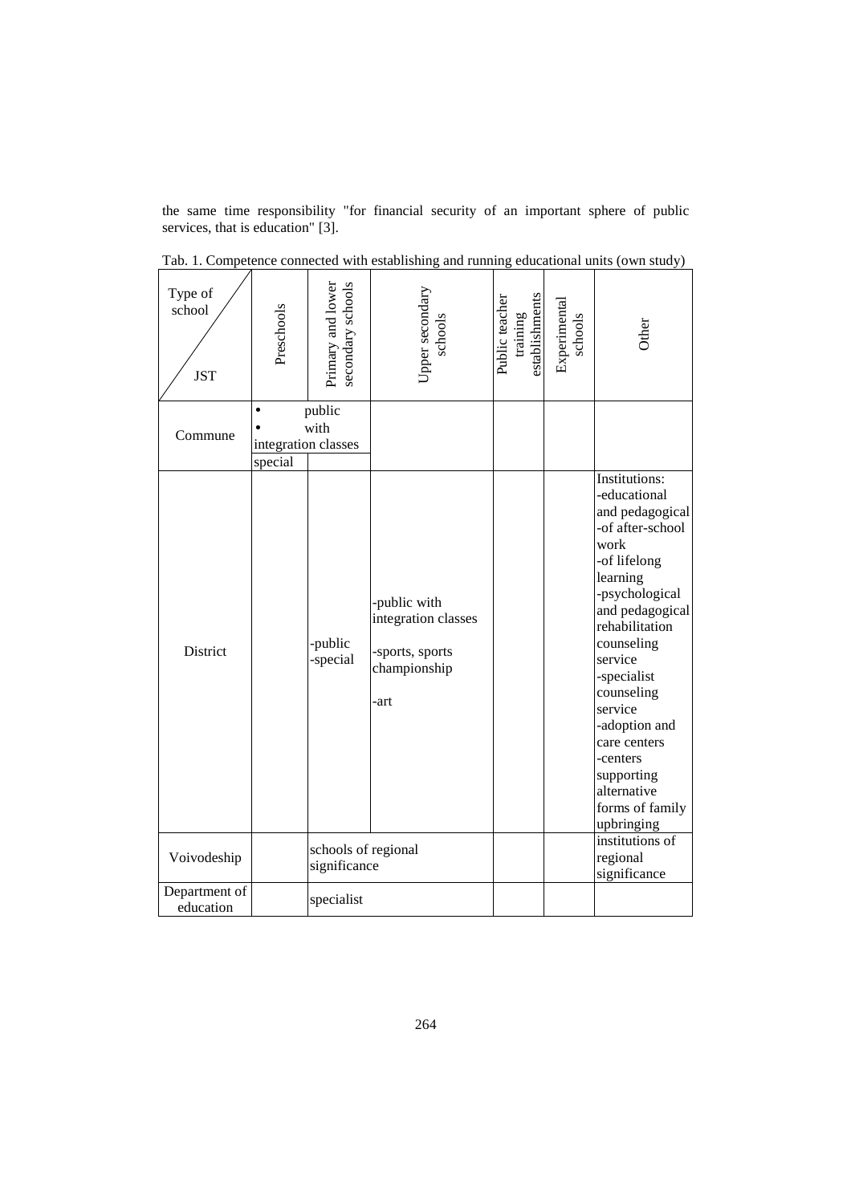the same time responsibility "for financial security of an important sphere of public services, that is education" [3].

Tab. 1. Competence connected with establishing and running educational units (own study)

| Type of school / JST | Preschools | Primary and lower secondary schools | Upper secondary schools | Public teacher training establishments | Experimental schools | Other |
|---|---|---|---|---|---|---|
| Commune | • public • with integration classes special | • public • with integration classes | | | | |
| District | | -public -special | -public with integration classes -sports, sports championship -art | | | Institutions: -educational and pedagogical -of after-school work -of lifelong learning -psychological and pedagogical rehabilitation counseling service -specialist counseling service -adoption and care centers -centers supporting alternative forms of family upbringing |
| Voivodeship | | schools of regional significance | schools of regional significance | | | institutions of regional significance |
| Department of education | | specialist | | | | |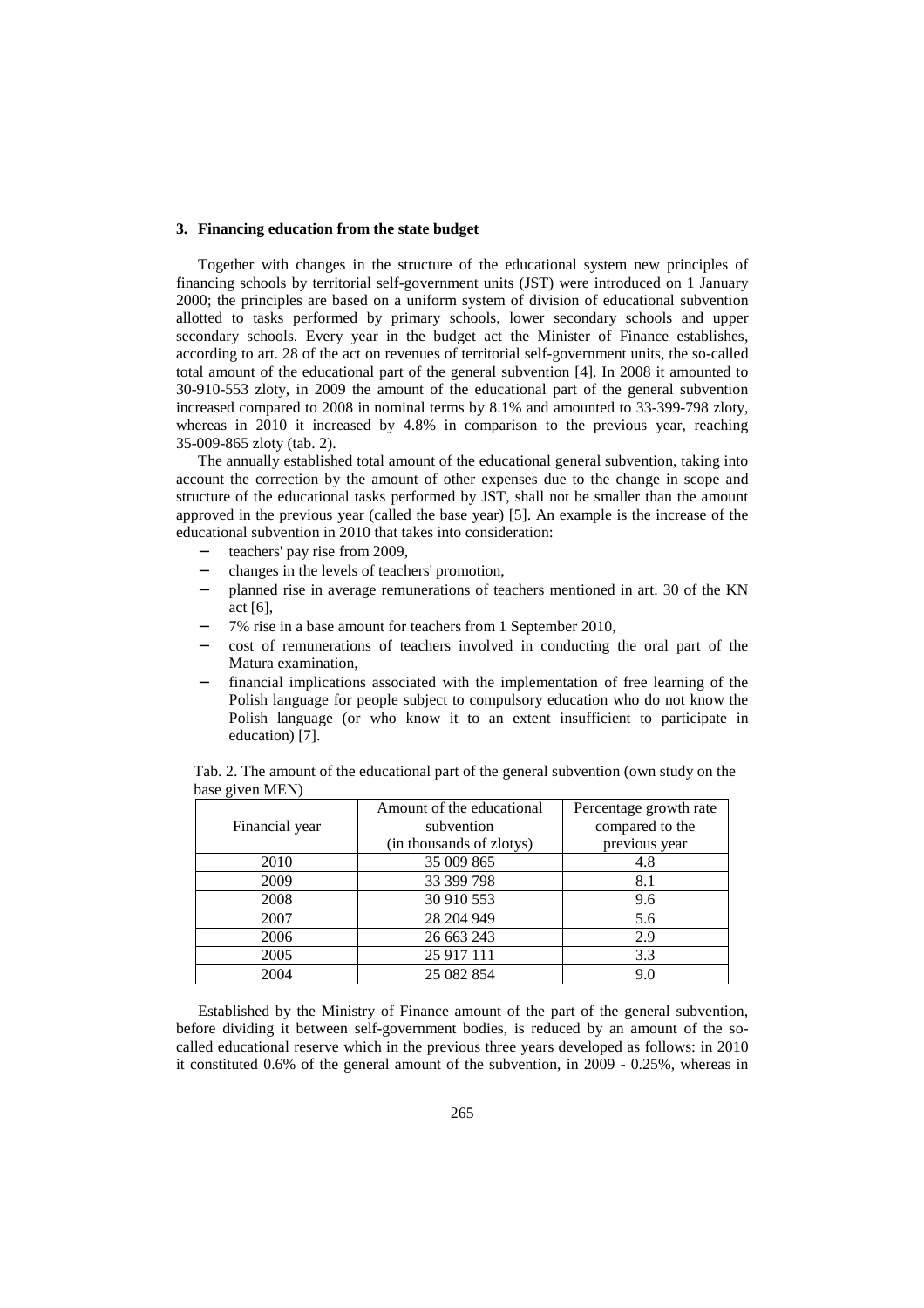## 3. Financing education from the state budget

Together with changes in the structure of the educational system new principles of financing schools by territorial self-government units (JST) were introduced on 1 January 2000; the principles are based on a uniform system of division of educational subvention allotted to tasks performed by primary schools, lower secondary schools and upper secondary schools. Every year in the budget act the Minister of Finance establishes, according to art. 28 of the act on revenues of territorial self-government units, the so-called total amount of the educational part of the general subvention [4]. In 2008 it amounted to 30-910-553 zloty, in 2009 the amount of the educational part of the general subvention increased compared to 2008 in nominal terms by 8.1% and amounted to 33-399-798 zloty, whereas in 2010 it increased by 4.8% in comparison to the previous year, reaching 35-009-865 zloty (tab. 2).

The annually established total amount of the educational general subvention, taking into account the correction by the amount of other expenses due to the change in scope and structure of the educational tasks performed by JST, shall not be smaller than the amount approved in the previous year (called the base year) [5]. An example is the increase of the educational subvention in 2010 that takes into consideration:

- teachers' pay rise from 2009,
- changes in the levels of teachers' promotion,
- planned rise in average remunerations of teachers mentioned in art. 30 of the KN act [6],
- 7% rise in a base amount for teachers from 1 September 2010,
- cost of remunerations of teachers involved in conducting the oral part of the Matura examination,
- financial implications associated with the implementation of free learning of the Polish language for people subject to compulsory education who do not know the Polish language (or who know it to an extent insufficient to participate in education) [7].

Tab. 2. The amount of the educational part of the general subvention (own study on the base given MEN)

| Financial year | Amount of the educational subvention (in thousands of zlotys) | Percentage growth rate compared to the previous year |
|---|---|---|
| 2010 | 35 009 865 | 4.8 |
| 2009 | 33 399 798 | 8.1 |
| 2008 | 30 910 553 | 9.6 |
| 2007 | 28 204 949 | 5.6 |
| 2006 | 26 663 243 | 2.9 |
| 2005 | 25 917 111 | 3.3 |
| 2004 | 25 082 854 | 9.0 |

Established by the Ministry of Finance amount of the part of the general subvention, before dividing it between self-government bodies, is reduced by an amount of the so-called educational reserve which in the previous three years developed as follows: in 2010 it constituted 0.6% of the general amount of the subvention, in 2009 - 0.25%, whereas in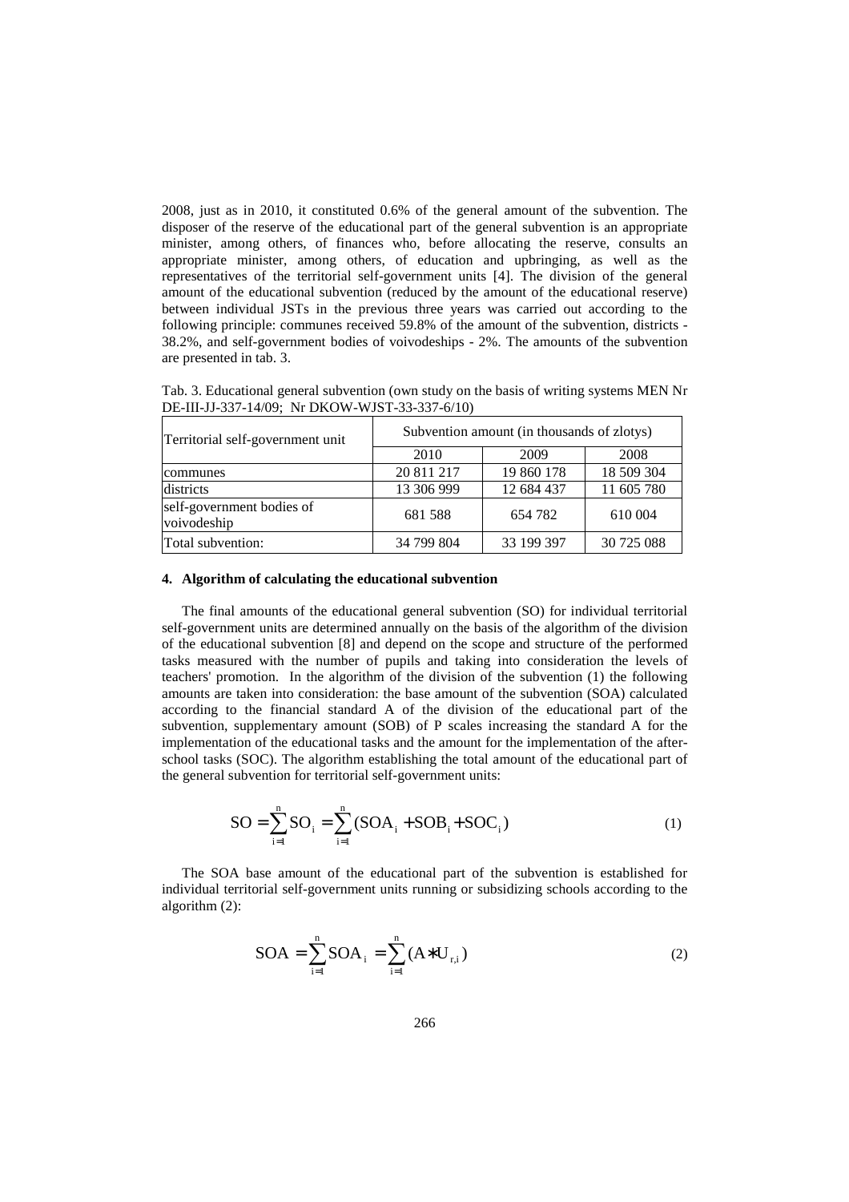2008, just as in 2010, it constituted 0.6% of the general amount of the subvention. The disposer of the reserve of the educational part of the general subvention is an appropriate minister, among others, of finances who, before allocating the reserve, consults an appropriate minister, among others, of education and upbringing, as well as the representatives of the territorial self-government units [4]. The division of the general amount of the educational subvention (reduced by the amount of the educational reserve) between individual JSTs in the previous three years was carried out according to the following principle: communes received 59.8% of the amount of the subvention, districts - 38.2%, and self-government bodies of voivodeships - 2%. The amounts of the subvention are presented in tab. 3.

Tab. 3. Educational general subvention (own study on the basis of writing systems MEN Nr DE-III-JJ-337-14/09; Nr DKOW-WJST-33-337-6/10)

| Territorial self-government unit | Subvention amount (in thousands of zlotys) | | |
|---|---|---|---|
| | 2010 | 2009 | 2008 |
| communes | 20 811 217 | 19 860 178 | 18 509 304 |
| districts | 13 306 999 | 12 684 437 | 11 605 780 |
| self-government bodies of voivodeship | 681 588 | 654 782 | 610 004 |
| Total subvention: | 34 799 804 | 33 199 397 | 30 725 088 |

## 4. Algorithm of calculating the educational subvention

The final amounts of the educational general subvention (SO) for individual territorial self-government units are determined annually on the basis of the algorithm of the division of the educational subvention [8] and depend on the scope and structure of the performed tasks measured with the number of pupils and taking into consideration the levels of teachers' promotion. In the algorithm of the division of the subvention (1) the following amounts are taken into consideration: the base amount of the subvention (SOA) calculated according to the financial standard A of the division of the educational part of the subvention, supplementary amount (SOB) of P scales increasing the standard A for the implementation of the educational tasks and the amount for the implementation of the after-school tasks (SOC). The algorithm establishing the total amount of the educational part of the general subvention for territorial self-government units:

$$\mathrm{SO} = \sum_{i=1}^{n} \mathrm{SO}_i = \sum_{i=1}^{n} (\mathrm{SOA}_i + \mathrm{SOB}_i + \mathrm{SOC}_i) \tag{1}$$

The SOA base amount of the educational part of the subvention is established for individual territorial self-government units running or subsidizing schools according to the algorithm (2):

$$\mathrm{SOA} = \sum_{i=1}^{n} \mathrm{SOA}_i = \sum_{i=1}^{n} (\mathrm{A} * \mathrm{U}_{r,i}) \tag{2}$$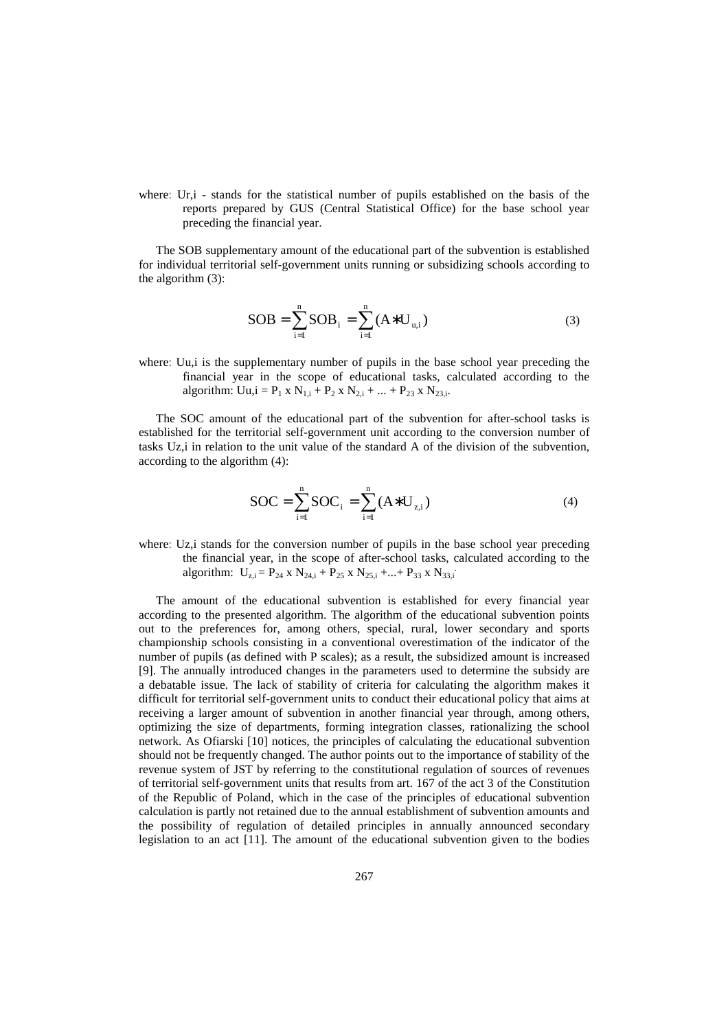where: $U_{r,i}$ - stands for the statistical number of pupils established on the basis of the reports prepared by GUS (Central Statistical Office) for the base school year preceding the financial year.

The SOB supplementary amount of the educational part of the subvention is established for individual territorial self-government units running or subsidizing schools according to the algorithm (3):

$$SOB = \sum_{i=1}^{n} SOB_i = \sum_{i=1}^{n} (A * U_{u,i}) \tag{3}$$

where: $U_{u,i}$ is the supplementary number of pupils in the base school year preceding the financial year in the scope of educational tasks, calculated according to the algorithm: $U_{u,i} = P_1 \times N_{1,i} + P_2 \times N_{2,i} + ... + P_{23} \times N_{23,i}$.

The SOC amount of the educational part of the subvention for after-school tasks is established for the territorial self-government unit according to the conversion number of tasks $U_{z,i}$ in relation to the unit value of the standard A of the division of the subvention, according to the algorithm (4):

$$SOC = \sum_{i=1}^{n} SOC_i = \sum_{i=1}^{n} (A * U_{z,i}) \tag{4}$$

where: $U_{z,i}$ stands for the conversion number of pupils in the base school year preceding the financial year, in the scope of after-school tasks, calculated according to the algorithm: $U_{z,i} = P_{24} \times N_{24,i} + P_{25} \times N_{25,i} + ... + P_{33} \times N_{33,i}$.

The amount of the educational subvention is established for every financial year according to the presented algorithm. The algorithm of the educational subvention points out to the preferences for, among others, special, rural, lower secondary and sports championship schools consisting in a conventional overestimation of the indicator of the number of pupils (as defined with P scales); as a result, the subsidized amount is increased [9]. The annually introduced changes in the parameters used to determine the subsidy are a debatable issue. The lack of stability of criteria for calculating the algorithm makes it difficult for territorial self-government units to conduct their educational policy that aims at receiving a larger amount of subvention in another financial year through, among others, optimizing the size of departments, forming integration classes, rationalizing the school network. As Ofiarski [10] notices, the principles of calculating the educational subvention should not be frequently changed. The author points out to the importance of stability of the revenue system of JST by referring to the constitutional regulation of sources of revenues of territorial self-government units that results from art. 167 of the act 3 of the Constitution of the Republic of Poland, which in the case of the principles of educational subvention calculation is partly not retained due to the annual establishment of subvention amounts and the possibility of regulation of detailed principles in annually announced secondary legislation to an act [11]. The amount of the educational subvention given to the bodies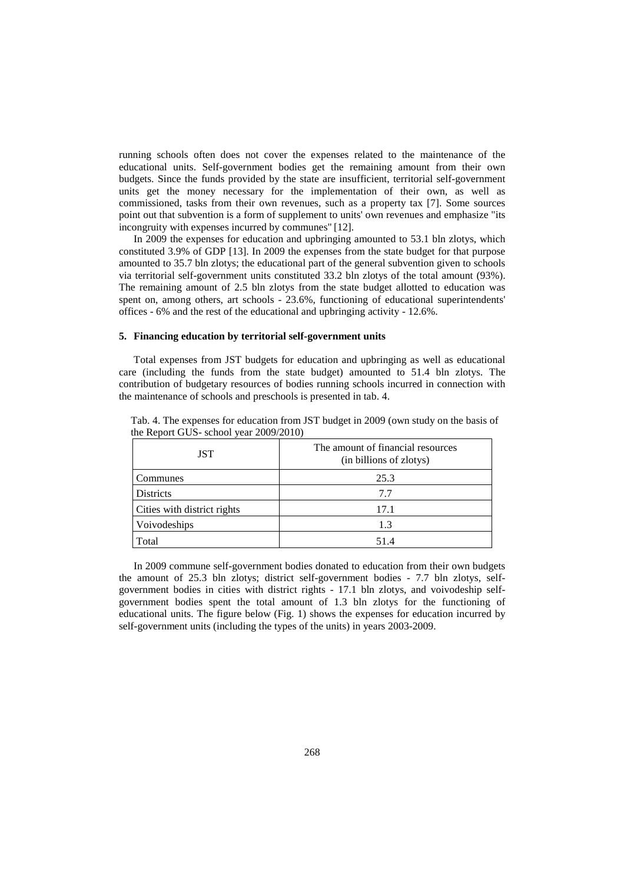running schools often does not cover the expenses related to the maintenance of the educational units. Self-government bodies get the remaining amount from their own budgets. Since the funds provided by the state are insufficient, territorial self-government units get the money necessary for the implementation of their own, as well as commissioned, tasks from their own revenues, such as a property tax [7]. Some sources point out that subvention is a form of supplement to units' own revenues and emphasize "its incongruity with expenses incurred by communes" [12].

In 2009 the expenses for education and upbringing amounted to 53.1 bln zlotys, which constituted 3.9% of GDP [13]. In 2009 the expenses from the state budget for that purpose amounted to 35.7 bln zlotys; the educational part of the general subvention given to schools via territorial self-government units constituted 33.2 bln zlotys of the total amount (93%). The remaining amount of 2.5 bln zlotys from the state budget allotted to education was spent on, among others, art schools - 23.6%, functioning of educational superintendents' offices - 6% and the rest of the educational and upbringing activity - 12.6%.

## 5. Financing education by territorial self-government units

Total expenses from JST budgets for education and upbringing as well as educational care (including the funds from the state budget) amounted to 51.4 bln zlotys. The contribution of budgetary resources of bodies running schools incurred in connection with the maintenance of schools and preschools is presented in tab. 4.

Tab. 4. The expenses for education from JST budget in 2009 (own study on the basis of the Report GUS- school year 2009/2010)

| JST | The amount of financial resources (in billions of zlotys) |
|---|---|
| Communes | 25.3 |
| Districts | 7.7 |
| Cities with district rights | 17.1 |
| Voivodeships | 1.3 |
| Total | 51.4 |

In 2009 commune self-government bodies donated to education from their own budgets the amount of 25.3 bln zlotys; district self-government bodies - 7.7 bln zlotys, self-government bodies in cities with district rights - 17.1 bln zlotys, and voivodeship self-government bodies spent the total amount of 1.3 bln zlotys for the functioning of educational units. The figure below (Fig. 1) shows the expenses for education incurred by self-government units (including the types of the units) in years 2003-2009.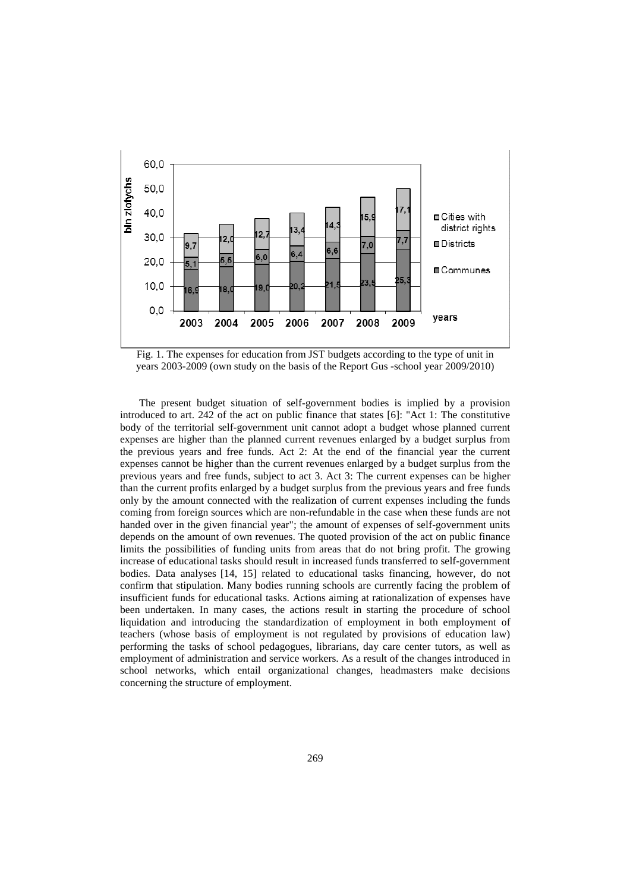Fig. 1. The expenses for education from JST budgets according to the type of unit in years 2003-2009 (own study on the basis of the Report Gus -school year 2009/2010)

The present budget situation of self-government bodies is implied by a provision introduced to art. 242 of the act on public finance that states [6]: "Act 1: The constitutive body of the territorial self-government unit cannot adopt a budget whose planned current expenses are higher than the planned current revenues enlarged by a budget surplus from the previous years and free funds. Act 2: At the end of the financial year the current expenses cannot be higher than the current revenues enlarged by a budget surplus from the previous years and free funds, subject to act 3. Act 3: The current expenses can be higher than the current profits enlarged by a budget surplus from the previous years and free funds only by the amount connected with the realization of current expenses including the funds coming from foreign sources which are non-refundable in the case when these funds are not handed over in the given financial year"; the amount of expenses of self-government units depends on the amount of own revenues. The quoted provision of the act on public finance limits the possibilities of funding units from areas that do not bring profit. The growing increase of educational tasks should result in increased funds transferred to self-government bodies. Data analyses [14, 15] related to educational tasks financing, however, do not confirm that stipulation. Many bodies running schools are currently facing the problem of insufficient funds for educational tasks. Actions aiming at rationalization of expenses have been undertaken. In many cases, the actions result in starting the procedure of school liquidation and introducing the standardization of employment in both employment of teachers (whose basis of employment is not regulated by provisions of education law) performing the tasks of school pedagogues, librarians, day care center tutors, as well as employment of administration and service workers. As a result of the changes introduced in school networks, which entail organizational changes, headmasters make decisions concerning the structure of employment.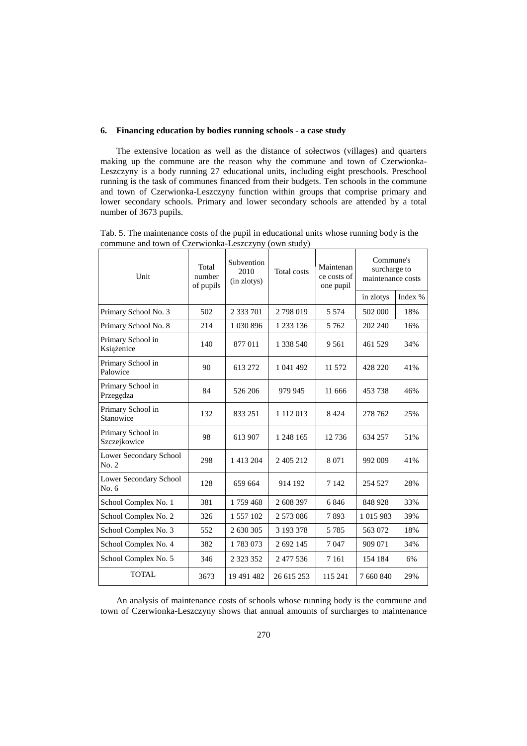## 6. Financing education by bodies running schools - a case study

The extensive location as well as the distance of sołectwos (villages) and quarters making up the commune are the reason why the commune and town of Czerwionka-Leszczyny is a body running 27 educational units, including eight preschools. Preschool running is the task of communes financed from their budgets. Ten schools in the commune and town of Czerwionka-Leszczyny function within groups that comprise primary and lower secondary schools. Primary and lower secondary schools are attended by a total number of 3673 pupils.

Tab. 5. The maintenance costs of the pupil in educational units whose running body is the commune and town of Czerwionka-Leszczyny (own study)

| Unit | Total number of pupils | Subvention 2010 (in zlotys) | Total costs | Maintenance costs of one pupil | Commune's surcharge to maintenance costs | |
|---|---|---|---|---|---|---|
| | | | | | in zlotys | Index % |
| Primary School No. 3 | 502 | 2 333 701 | 2 798 019 | 5 574 | 502 000 | 18% |
| Primary School No. 8 | 214 | 1 030 896 | 1 233 136 | 5 762 | 202 240 | 16% |
| Primary School in Książenice | 140 | 877 011 | 1 338 540 | 9 561 | 461 529 | 34% |
| Primary School in Palowice | 90 | 613 272 | 1 041 492 | 11 572 | 428 220 | 41% |
| Primary School in Przegędza | 84 | 526 206 | 979 945 | 11 666 | 453 738 | 46% |
| Primary School in Stanowice | 132 | 833 251 | 1 112 013 | 8 424 | 278 762 | 25% |
| Primary School in Szczejkowice | 98 | 613 907 | 1 248 165 | 12 736 | 634 257 | 51% |
| Lower Secondary School No. 2 | 298 | 1 413 204 | 2 405 212 | 8 071 | 992 009 | 41% |
| Lower Secondary School No. 6 | 128 | 659 664 | 914 192 | 7 142 | 254 527 | 28% |
| School Complex No. 1 | 381 | 1 759 468 | 2 608 397 | 6 846 | 848 928 | 33% |
| School Complex No. 2 | 326 | 1 557 102 | 2 573 086 | 7 893 | 1 015 983 | 39% |
| School Complex No. 3 | 552 | 2 630 305 | 3 193 378 | 5 785 | 563 072 | 18% |
| School Complex No. 4 | 382 | 1 783 073 | 2 692 145 | 7 047 | 909 071 | 34% |
| School Complex No. 5 | 346 | 2 323 352 | 2 477 536 | 7 161 | 154 184 | 6% |
| TOTAL | 3673 | 19 491 482 | 26 615 253 | 115 241 | 7 660 840 | 29% |

An analysis of maintenance costs of schools whose running body is the commune and town of Czerwionka-Leszczyny shows that annual amounts of surcharges to maintenance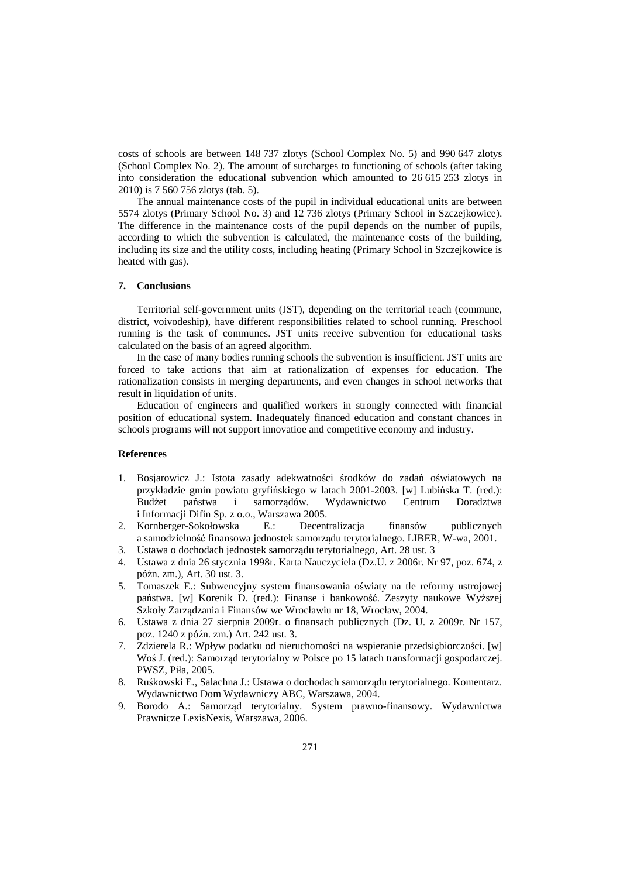costs of schools are between 148 737 zlotys (School Complex No. 5) and 990 647 zlotys (School Complex No. 2). The amount of surcharges to functioning of schools (after taking into consideration the educational subvention which amounted to 26 615 253 zlotys in 2010) is 7 560 756 zlotys (tab. 5).

The annual maintenance costs of the pupil in individual educational units are between 5574 zlotys (Primary School No. 3) and 12 736 zlotys (Primary School in Szczejkowice). The difference in the maintenance costs of the pupil depends on the number of pupils, according to which the subvention is calculated, the maintenance costs of the building, including its size and the utility costs, including heating (Primary School in Szczejkowice is heated with gas).

## 7. Conclusions

Territorial self-government units (JST), depending on the territorial reach (commune, district, voivodeship), have different responsibilities related to school running. Preschool running is the task of communes. JST units receive subvention for educational tasks calculated on the basis of an agreed algorithm.

In the case of many bodies running schools the subvention is insufficient. JST units are forced to take actions that aim at rationalization of expenses for education. The rationalization consists in merging departments, and even changes in school networks that result in liquidation of units.

Education of engineers and qualified workers in strongly connected with financial position of educational system. Inadequately financed education and constant chances in schools programs will not support innovatioe and competitive economy and industry.

## References

1. Bosjarowicz J.: Istota zasady adekwatności środków do zadań oświatowych na przykładzie gmin powiatu gryfińskiego w latach 2001-2003. [w] Lubińska T. (red.): Budżet państwa i samorządów. Wydawnictwo Centrum Doradztwa i Informacji Difin Sp. z o.o., Warszawa 2005.
2. Kornberger-Sokołowska E.: Decentralizacja finansów publicznych a samodzielność finansowa jednostek samorządu terytorialnego. LIBER, W-wa, 2001.
3. Ustawa o dochodach jednostek samorządu terytorialnego, Art. 28 ust. 3
4. Ustawa z dnia 26 stycznia 1998r. Karta Nauczyciela (Dz.U. z 2006r. Nr 97, poz. 674, z późn. zm.), Art. 30 ust. 3.
5. Tomaszek E.: Subwencyjny system finansowania oświaty na tle reformy ustrojowej państwa. [w] Korenik D. (red.): Finanse i bankowość. Zeszyty naukowe Wyższej Szkoły Zarządzania i Finansów we Wrocławiu nr 18, Wrocław, 2004.
6. Ustawa z dnia 27 sierpnia 2009r. o finansach publicznych (Dz. U. z 2009r. Nr 157, poz. 1240 z późn. zm.) Art. 242 ust. 3.
7. Zdzierela R.: Wpływ podatku od nieruchomości na wspieranie przedsiębiorczości. [w] Woś J. (red.): Samorząd terytorialny w Polsce po 15 latach transformacji gospodarczej. PWSZ, Piła, 2005.
8. Ruśkowski E., Salachna J.: Ustawa o dochodach samorządu terytorialnego. Komentarz. Wydawnictwo Dom Wydawniczy ABC, Warszawa, 2004.
9. Borodo A.: Samorząd terytorialny. System prawno-finansowy. Wydawnictwa Prawnicze LexisNexis, Warszawa, 2006.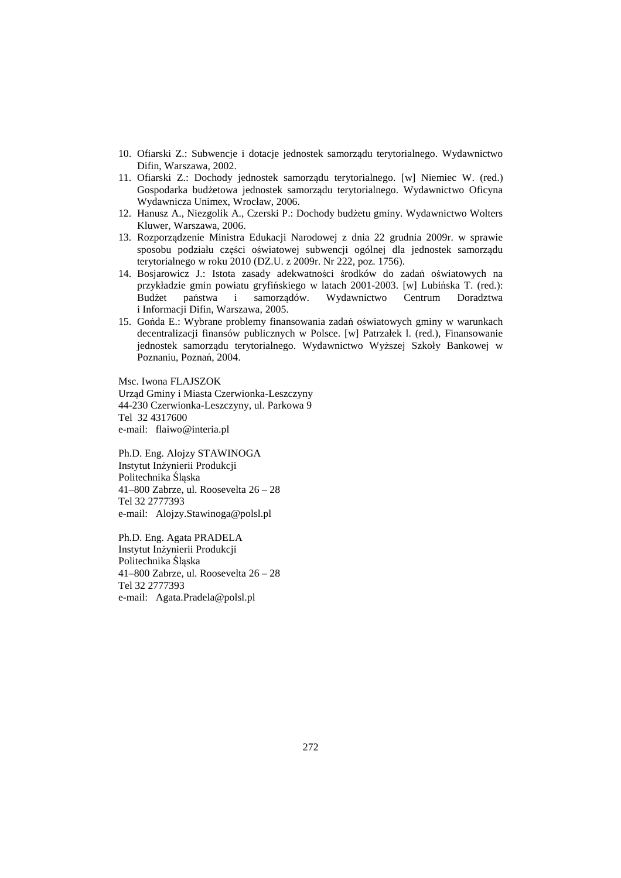10. Ofiarski Z.: Subwencje i dotacje jednostek samorządu terytorialnego. Wydawnictwo Difin, Warszawa, 2002.
11. Ofiarski Z.: Dochody jednostek samorządu terytorialnego. [w] Niemiec W. (red.) Gospodarka budżetowa jednostek samorządu terytorialnego. Wydawnictwo Oficyna Wydawnicza Unimex, Wrocław, 2006.
12. Hanusz A., Niezgolik A., Czerski P.: Dochody budżetu gminy. Wydawnictwo Wolters Kluwer, Warszawa, 2006.
13. Rozporządzenie Ministra Edukacji Narodowej z dnia 22 grudnia 2009r. w sprawie sposobu podziału części oświatowej subwencji ogólnej dla jednostek samorządu terytorialnego w roku 2010 (DZ.U. z 2009r. Nr 222, poz. 1756).
14. Bosjarowicz J.: Istota zasady adekwatności środków do zadań oświatowych na przykładzie gmin powiatu gryfińskiego w latach 2001-2003. [w] Lubińska T. (red.): Budżet państwa i samorządów. Wydawnictwo Centrum Doradztwa i Informacji Difin, Warszawa, 2005.
15. Gońda E.: Wybrane problemy finansowania zadań oświatowych gminy w warunkach decentralizacji finansów publicznych w Polsce. [w] Patrzałek l. (red.), Finansowanie jednostek samorządu terytorialnego. Wydawnictwo Wyższej Szkoły Bankowej w Poznaniu, Poznań, 2004.

Msc. Iwona FLAJSZOK
Urząd Gminy i Miasta Czerwionka-Leszczyny
44-230 Czerwionka-Leszczyny, ul. Parkowa 9
Tel 32 4317600
e-mail: flaiwo@interia.pl

Ph.D. Eng. Alojzy STAWINOGA
Instytut Inżynierii Produkcji
Politechnika Śląska
41–800 Zabrze, ul. Roosevelta 26 – 28
Tel 32 2777393
e-mail: Alojzy.Stawinoga@polsl.pl

Ph.D. Eng. Agata PRADELA
Instytut Inżynierii Produkcji
Politechnika Śląska
41–800 Zabrze, ul. Roosevelta 26 – 28
Tel 32 2777393
e-mail: Agata.Pradela@polsl.pl